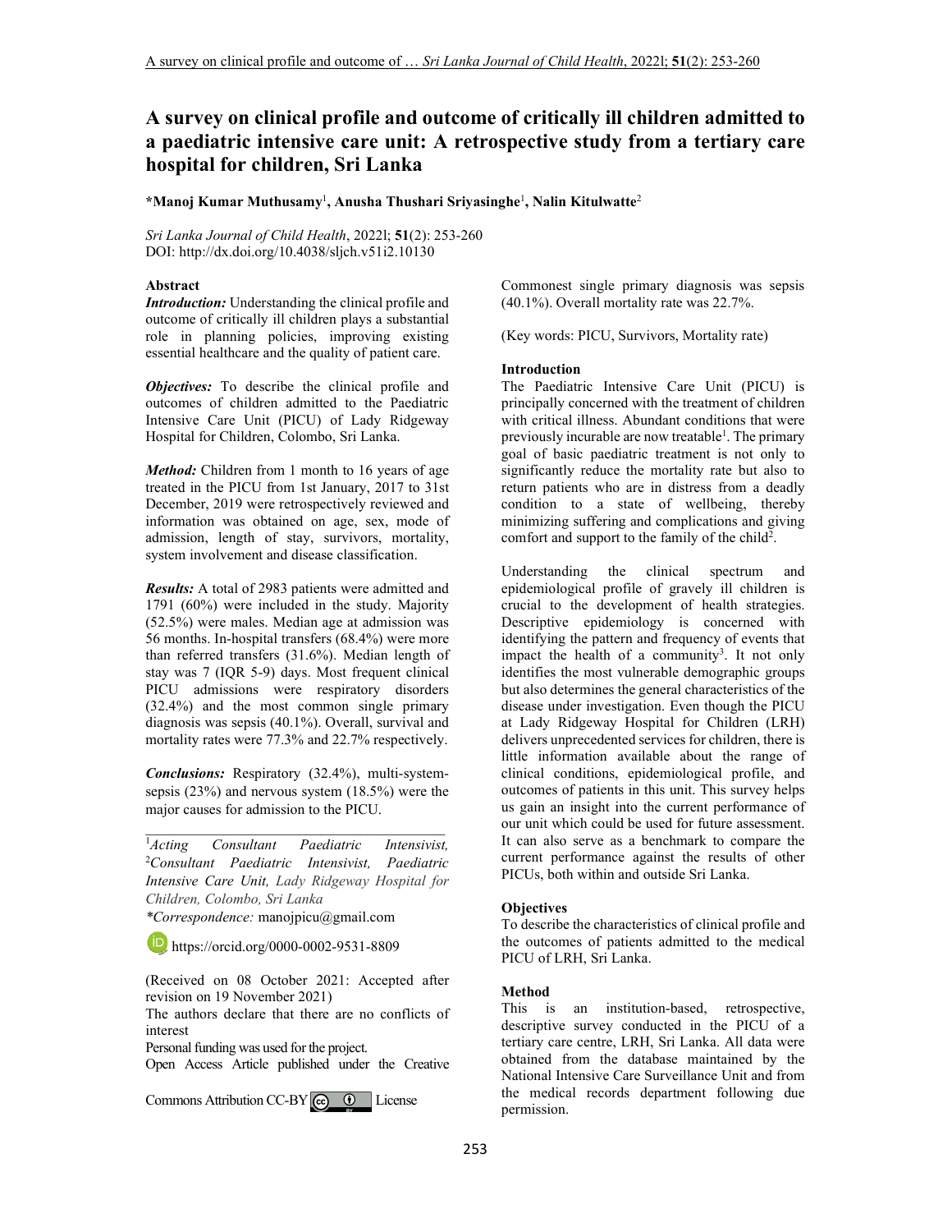# A survey on clinical profile and outcome of critically ill children admitted to a paediatric intensive care unit: A retrospective study from a tertiary care hospital for children, Sri Lanka

***Manoj Kumar Muthusamy**[1], **Anusha Thushari Sriyasinghe**[1], **Nalin Kitulwatte**[2]

*Sri Lanka Journal of Child Health*, 2022l; **51**(2): 253-260
DOI: http://dx.doi.org/10.4038/sljch.v51i2.10130

### Abstract

***Introduction:*** Understanding the clinical profile and outcome of critically ill children plays a substantial role in planning policies, improving existing essential healthcare and the quality of patient care.

***Objectives:*** To describe the clinical profile and outcomes of children admitted to the Paediatric Intensive Care Unit (PICU) of Lady Ridgeway Hospital for Children, Colombo, Sri Lanka.

***Method:*** Children from 1 month to 16 years of age treated in the PICU from 1st January, 2017 to 31st December, 2019 were retrospectively reviewed and information was obtained on age, sex, mode of admission, length of stay, survivors, mortality, system involvement and disease classification.

***Results:*** A total of 2983 patients were admitted and 1791 (60%) were included in the study. Majority (52.5%) were males. Median age at admission was 56 months. In-hospital transfers (68.4%) were more than referred transfers (31.6%). Median length of stay was 7 (IQR 5-9) days. Most frequent clinical PICU admissions were respiratory disorders (32.4%) and the most common single primary diagnosis was sepsis (40.1%). Overall, survival and mortality rates were 77.3% and 22.7% respectively.

***Conclusions:*** Respiratory (32.4%), multi-system-sepsis (23%) and nervous system (18.5%) were the major causes for admission to the PICU. Commonest single primary diagnosis was sepsis (40.1%). Overall mortality rate was 22.7%.

(Key words: PICU, Survivors, Mortality rate)

---

[1]*Acting Consultant Paediatric Intensivist,* [2]*Consultant Paediatric Intensivist, Paediatric Intensive Care Unit, Lady Ridgeway Hospital for Children, Colombo, Sri Lanka*

**Correspondence:* manojpicu@gmail.com

https://orcid.org/0000-0002-9531-8809

(Received on 08 October 2021: Accepted after revision on 19 November 2021)

The authors declare that there are no conflicts of interest

Personal funding was used for the project.

Open Access Article published under the Creative Commons Attribution CC-BY License

### Introduction

The Paediatric Intensive Care Unit (PICU) is principally concerned with the treatment of children with critical illness. Abundant conditions that were previously incurable are now treatable[1]. The primary goal of basic paediatric treatment is not only to significantly reduce the mortality rate but also to return patients who are in distress from a deadly condition to a state of wellbeing, thereby minimizing suffering and complications and giving comfort and support to the family of the child[2].

Understanding the clinical spectrum and epidemiological profile of gravely ill children is crucial to the development of health strategies. Descriptive epidemiology is concerned with identifying the pattern and frequency of events that impact the health of a community[3]. It not only identifies the most vulnerable demographic groups but also determines the general characteristics of the disease under investigation. Even though the PICU at Lady Ridgeway Hospital for Children (LRH) delivers unprecedented services for children, there is little information available about the range of clinical conditions, epidemiological profile, and outcomes of patients in this unit. This survey helps us gain an insight into the current performance of our unit which could be used for future assessment. It can also serve as a benchmark to compare the current performance against the results of other PICUs, both within and outside Sri Lanka.

### Objectives

To describe the characteristics of clinical profile and the outcomes of patients admitted to the medical PICU of LRH, Sri Lanka.

### Method

This is an institution-based, retrospective, descriptive survey conducted in the PICU of a tertiary care centre, LRH, Sri Lanka. All data were obtained from the database maintained by the National Intensive Care Surveillance Unit and from the medical records department following due permission.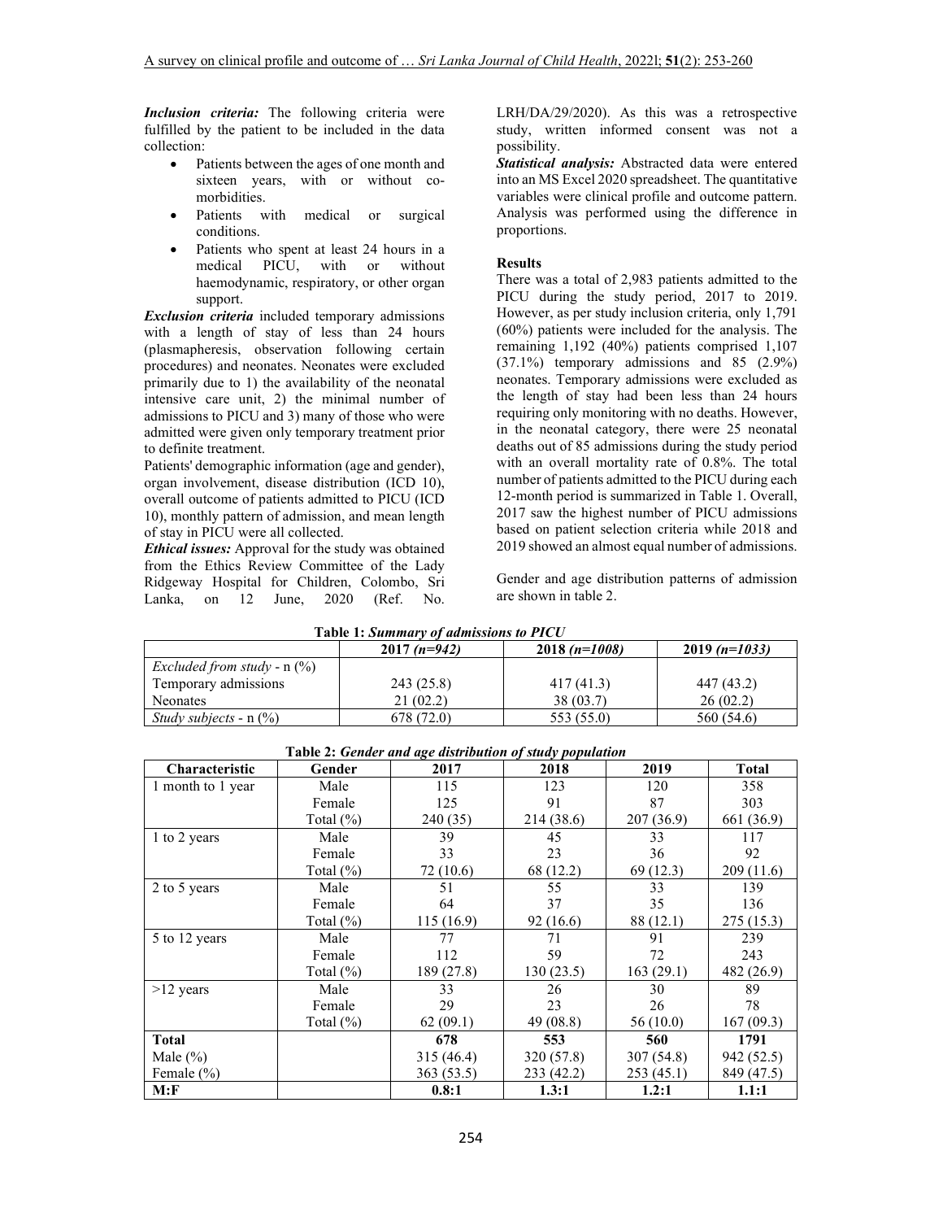***Inclusion criteria:*** The following criteria were fulfilled by the patient to be included in the data collection:

- Patients between the ages of one month and sixteen years, with or without co-morbidities.
- Patients with medical or surgical conditions.
- Patients who spent at least 24 hours in a medical PICU, with or without haemodynamic, respiratory, or other organ support.

***Exclusion criteria*** included temporary admissions with a length of stay of less than 24 hours (plasmapheresis, observation following certain procedures) and neonates. Neonates were excluded primarily due to 1) the availability of the neonatal intensive care unit, 2) the minimal number of admissions to PICU and 3) many of those who were admitted were given only temporary treatment prior to definite treatment.

Patients' demographic information (age and gender), organ involvement, disease distribution (ICD 10), overall outcome of patients admitted to PICU (ICD 10), monthly pattern of admission, and mean length of stay in PICU were all collected.

***Ethical issues:*** Approval for the study was obtained from the Ethics Review Committee of the Lady Ridgeway Hospital for Children, Colombo, Sri Lanka, on 12 June, 2020 (Ref. No. LRH/DA/29/2020). As this was a retrospective study, written informed consent was not a possibility.

***Statistical analysis:*** Abstracted data were entered into an MS Excel 2020 spreadsheet. The quantitative variables were clinical profile and outcome pattern. Analysis was performed using the difference in proportions.

**Results**

There was a total of 2,983 patients admitted to the PICU during the study period, 2017 to 2019. However, as per study inclusion criteria, only 1,791 (60%) patients were included for the analysis. The remaining 1,192 (40%) patients comprised 1,107 (37.1%) temporary admissions and 85 (2.9%) neonates. Temporary admissions were excluded as the length of stay had been less than 24 hours requiring only monitoring with no deaths. However, in the neonatal category, there were 25 neonatal deaths out of 85 admissions during the study period with an overall mortality rate of 0.8%. The total number of patients admitted to the PICU during each 12-month period is summarized in Table 1. Overall, 2017 saw the highest number of PICU admissions based on patient selection criteria while 2018 and 2019 showed an almost equal number of admissions.

Gender and age distribution patterns of admission are shown in table 2.

**Table 1:** ***Summary of admissions to PICU***

| | **2017** ***(n=942)*** | **2018** ***(n=1008)*** | **2019** ***(n=1033)*** |
|---|---|---|---|
| *Excluded from study* - n (%) | | | |
| Temporary admissions | 243 (25.8) | 417 (41.3) | 447 (43.2) |
| Neonates | 21 (02.2) | 38 (03.7) | 26 (02.2) |
| *Study subjects* - n (%) | 678 (72.0) | 553 (55.0) | 560 (54.6) |

**Table 2:** ***Gender and age distribution of study population***

| **Characteristic** | **Gender** | **2017** | **2018** | **2019** | **Total** |
|---|---|---|---|---|---|
| 1 month to 1 year | Male | 115 | 123 | 120 | 358 |
| | Female | 125 | 91 | 87 | 303 |
| | Total (%) | 240 (35) | 214 (38.6) | 207 (36.9) | 661 (36.9) |
| 1 to 2 years | Male | 39 | 45 | 33 | 117 |
| | Female | 33 | 23 | 36 | 92 |
| | Total (%) | 72 (10.6) | 68 (12.2) | 69 (12.3) | 209 (11.6) |
| 2 to 5 years | Male | 51 | 55 | 33 | 139 |
| | Female | 64 | 37 | 35 | 136 |
| | Total (%) | 115 (16.9) | 92 (16.6) | 88 (12.1) | 275 (15.3) |
| 5 to 12 years | Male | 77 | 71 | 91 | 239 |
| | Female | 112 | 59 | 72 | 243 |
| | Total (%) | 189 (27.8) | 130 (23.5) | 163 (29.1) | 482 (26.9) |
| >12 years | Male | 33 | 26 | 30 | 89 |
| | Female | 29 | 23 | 26 | 78 |
| | Total (%) | 62 (09.1) | 49 (08.8) | 56 (10.0) | 167 (09.3) |
| **Total** | | **678** | **553** | **560** | **1791** |
| Male (%) | | 315 (46.4) | 320 (57.8) | 307 (54.8) | 942 (52.5) |
| Female (%) | | 363 (53.5) | 233 (42.2) | 253 (45.1) | 849 (47.5) |
| **M:F** | | **0.8:1** | **1.3:1** | **1.2:1** | **1.1:1** |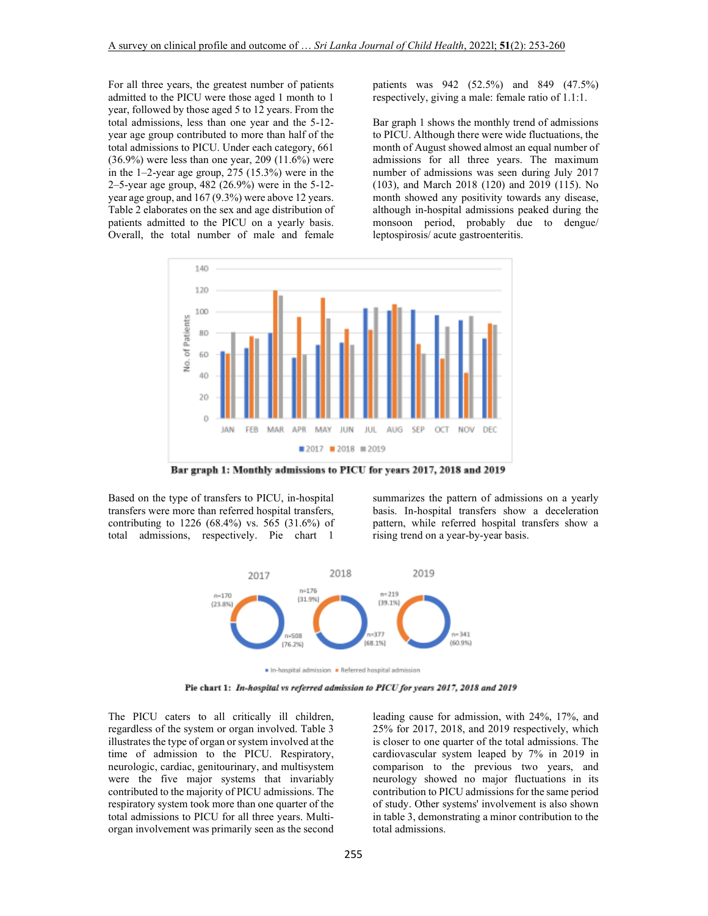For all three years, the greatest number of patients admitted to the PICU were those aged 1 month to 1 year, followed by those aged 5 to 12 years. From the total admissions, less than one year and the 5-12-year age group contributed to more than half of the total admissions to PICU. Under each category, 661 (36.9%) were less than one year, 209 (11.6%) were in the 1–2-year age group, 275 (15.3%) were in the 2–5-year age group, 482 (26.9%) were in the 5-12-year age group, and 167 (9.3%) were above 12 years. Table 2 elaborates on the sex and age distribution of patients admitted to the PICU on a yearly basis. Overall, the total number of male and female patients was 942 (52.5%) and 849 (47.5%) respectively, giving a male: female ratio of 1.1:1.

Bar graph 1 shows the monthly trend of admissions to PICU. Although there were wide fluctuations, the month of August showed almost an equal number of admissions for all three years. The maximum number of admissions was seen during July 2017 (103), and March 2018 (120) and 2019 (115). No month showed any positivity towards any disease, although in-hospital admissions peaked during the monsoon period, probably due to dengue/ leptospirosis/ acute gastroenteritis.

**Bar graph 1: Monthly admissions to PICU for years 2017, 2018 and 2019**

Based on the type of transfers to PICU, in-hospital transfers were more than referred hospital transfers, contributing to 1226 (68.4%) vs. 565 (31.6%) of total admissions, respectively. Pie chart 1 summarizes the pattern of admissions on a yearly basis. In-hospital transfers show a deceleration pattern, while referred hospital transfers show a rising trend on a year-by-year basis.

**Pie chart 1:** ***In-hospital vs referred admission to PICU for years 2017, 2018 and 2019***

The PICU caters to all critically ill children, regardless of the system or organ involved. Table 3 illustrates the type of organ or system involved at the time of admission to the PICU. Respiratory, neurologic, cardiac, genitourinary, and multisystem were the five major systems that invariably contributed to the majority of PICU admissions. The respiratory system took more than one quarter of the total admissions to PICU for all three years. Multi-organ involvement was primarily seen as the second leading cause for admission, with 24%, 17%, and 25% for 2017, 2018, and 2019 respectively, which is closer to one quarter of the total admissions. The cardiovascular system leaped by 7% in 2019 in comparison to the previous two years, and neurology showed no major fluctuations in its contribution to PICU admissions for the same period of study. Other systems' involvement is also shown in table 3, demonstrating a minor contribution to the total admissions.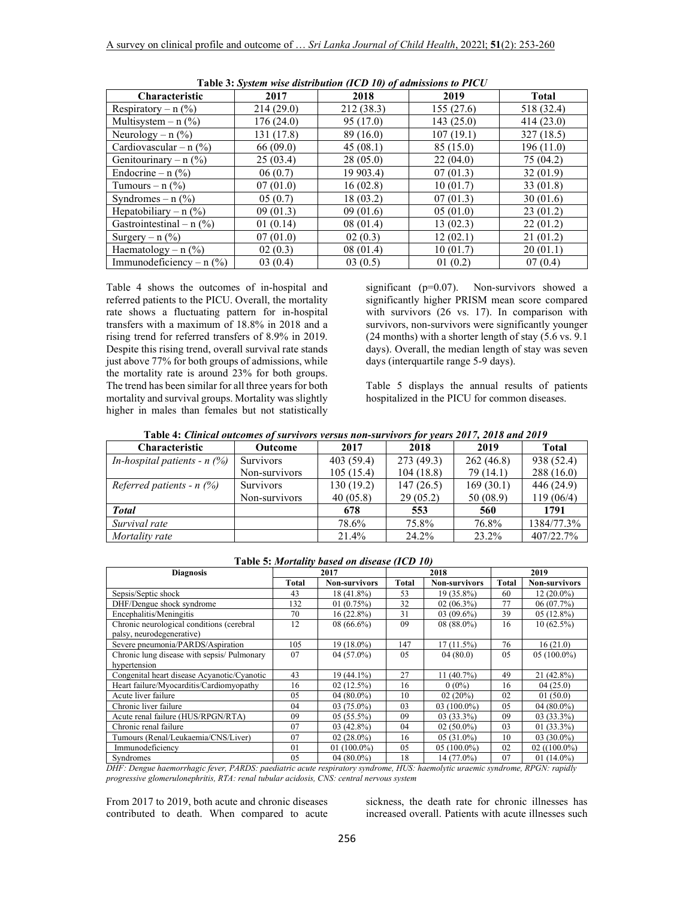**Table 3:** *System wise distribution (ICD 10) of admissions to PICU*

| Characteristic | 2017 | 2018 | 2019 | Total |
|---|---|---|---|---|
| Respiratory – n (%) | 214 (29.0) | 212 (38.3) | 155 (27.6) | 518 (32.4) |
| Multisystem – n (%) | 176 (24.0) | 95 (17.0) | 143 (25.0) | 414 (23.0) |
| Neurology – n (%) | 131 (17.8) | 89 (16.0) | 107 (19.1) | 327 (18.5) |
| Cardiovascular – n (%) | 66 (09.0) | 45 (08.1) | 85 (15.0) | 196 (11.0) |
| Genitourinary – n (%) | 25 (03.4) | 28 (05.0) | 22 (04.0) | 75 (04.2) |
| Endocrine – n (%) | 06 (0.7) | 19 903.4) | 07 (01.3) | 32 (01.9) |
| Tumours – n (%) | 07 (01.0) | 16 (02.8) | 10 (01.7) | 33 (01.8) |
| Syndromes – n (%) | 05 (0.7) | 18 (03.2) | 07 (01.3) | 30 (01.6) |
| Hepatobiliary – n (%) | 09 (01.3) | 09 (01.6) | 05 (01.0) | 23 (01.2) |
| Gastrointestinal – n (%) | 01 (0.14) | 08 (01.4) | 13 (02.3) | 22 (01.2) |
| Surgery – n (%) | 07 (01.0) | 02 (0.3) | 12 (02.1) | 21 (01.2) |
| Haematology – n (%) | 02 (0.3) | 08 (01.4) | 10 (01.7) | 20 (01.1) |
| Immunodeficiency – n (%) | 03 (0.4) | 03 (0.5) | 01 (0.2) | 07 (0.4) |

Table 4 shows the outcomes of in-hospital and referred patients to the PICU. Overall, the mortality rate shows a fluctuating pattern for in-hospital transfers with a maximum of 18.8% in 2018 and a rising trend for referred transfers of 8.9% in 2019. Despite this rising trend, overall survival rate stands just above 77% for both groups of admissions, while the mortality rate is around 23% for both groups. The trend has been similar for all three years for both mortality and survival groups. Mortality was slightly higher in males than females but not statistically significant (p=0.07). Non-survivors showed a significantly higher PRISM mean score compared with survivors (26 vs. 17). In comparison with survivors, non-survivors were significantly younger (24 months) with a shorter length of stay (5.6 vs. 9.1 days). Overall, the median length of stay was seven days (interquartile range 5-9 days).

Table 5 displays the annual results of patients hospitalized in the PICU for common diseases.

**Table 4:** *Clinical outcomes of survivors versus non-survivors for years 2017, 2018 and 2019*

| Characteristic | Outcome | 2017 | 2018 | 2019 | Total |
|---|---|---|---|---|---|
| *In-hospital patients - n (%)* | Survivors | 403 (59.4) | 273 (49.3) | 262 (46.8) | 938 (52.4) |
| | Non-survivors | 105 (15.4) | 104 (18.8) | 79 (14.1) | 288 (16.0) |
| *Referred patients - n (%)* | Survivors | 130 (19.2) | 147 (26.5) | 169 (30.1) | 446 (24.9) |
| | Non-survivors | 40 (05.8) | 29 (05.2) | 50 (08.9) | 119 (06/4) |
| ***Total*** | | **678** | **553** | **560** | **1791** |
| *Survival rate* | | 78.6% | 75.8% | 76.8% | 1384/77.3% |
| *Mortality rate* | | 21.4% | 24.2% | 23.2% | 407/22.7% |

**Table 5:** *Mortality based on disease (ICD 10)*

| Diagnosis | 2017 | | 2018 | | 2019 | |
|---|---|---|---|---|---|---|
| | Total | Non-survivors | Total | Non-survivors | Total | Non-survivors |
| Sepsis/Septic shock | 43 | 18 (41.8%) | 53 | 19 (35.8%) | 60 | 12 (20.0%) |
| DHF/Dengue shock syndrome | 132 | 01 (0.75%) | 32 | 02 (06.3%) | 77 | 06 (07.7%) |
| Encephalitis/Meningitis | 70 | 16 (22.8%) | 31 | 03 (09.6%) | 39 | 05 (12.8%) |
| Chronic neurological conditions (cerebral palsy, neurodegenerative) | 12 | 08 (66.6%) | 09 | 08 (88.0%) | 16 | 10 (62.5%) |
| Severe pneumonia/PARDS/Aspiration | 105 | 19 (18.0%) | 147 | 17 (11.5%) | 76 | 16 (21.0) |
| Chronic lung disease with sepsis/ Pulmonary hypertension | 07 | 04 (57.0%) | 05 | 04 (80.0) | 05 | 05 (100.0%) |
| Congenital heart disease Acyanotic/Cyanotic | 43 | 19 (44.1%) | 27 | 11 (40.7%) | 49 | 21 (42.8%) |
| Heart failure/Myocarditis/Cardiomyopathy | 16 | 02 (12.5%) | 16 | 0 (0%) | 16 | 04 (25.0) |
| Acute liver failure | 05 | 04 (80.0%) | 10 | 02 (20%) | 02 | 01 (50.0) |
| Chronic liver failure | 04 | 03 (75.0%) | 03 | 03 (100.0%) | 05 | 04 (80.0%) |
| Acute renal failure (HUS/RPGN/RTA) | 09 | 05 (55.5%) | 09 | 03 (33.3%) | 09 | 03 (33.3%) |
| Chronic renal failure | 07 | 03 (42.8%) | 04 | 02 (50.0%) | 03 | 01 (33.3%) |
| Tumours (Renal/Leukaemia/CNS/Liver) | 07 | 02 (28.0%) | 16 | 05 (31.0%) | 10 | 03 (30.0%) |
| Immunodeficiency | 01 | 01 (100.0%) | 05 | 05 (100.0%) | 02 | 02 ((100.0%) |
| Syndromes | 05 | 04 (80.0%) | 18 | 14 (77.0%) | 07 | 01 (14.0%) |

*DHF: Dengue haemorrhagic fever, PARDS: paediatric acute respiratory syndrome, HUS: haemolytic uraemic syndrome, RPGN: rapidly progressive glomerulonephritis, RTA: renal tubular acidosis, CNS: central nervous system*

From 2017 to 2019, both acute and chronic diseases contributed to death. When compared to acute sickness, the death rate for chronic illnesses has increased overall. Patients with acute illnesses such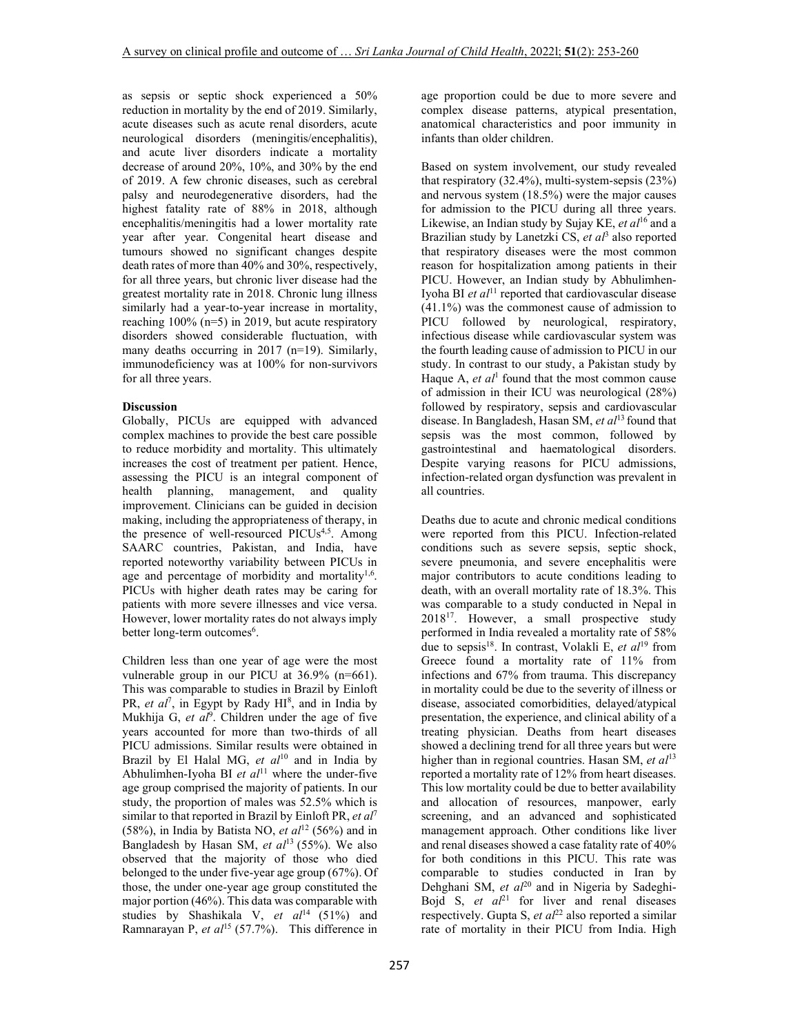as sepsis or septic shock experienced a 50% reduction in mortality by the end of 2019. Similarly, acute diseases such as acute renal disorders, acute neurological disorders (meningitis/encephalitis), and acute liver disorders indicate a mortality decrease of around 20%, 10%, and 30% by the end of 2019. A few chronic diseases, such as cerebral palsy and neurodegenerative disorders, had the highest fatality rate of 88% in 2018, although encephalitis/meningitis had a lower mortality rate year after year. Congenital heart disease and tumours showed no significant changes despite death rates of more than 40% and 30%, respectively, for all three years, but chronic liver disease had the greatest mortality rate in 2018. Chronic lung illness similarly had a year-to-year increase in mortality, reaching 100% (n=5) in 2019, but acute respiratory disorders showed considerable fluctuation, with many deaths occurring in 2017 (n=19). Similarly, immunodeficiency was at 100% for non-survivors for all three years.

**Discussion**

Globally, PICUs are equipped with advanced complex machines to provide the best care possible to reduce morbidity and mortality. This ultimately increases the cost of treatment per patient. Hence, assessing the PICU is an integral component of health planning, management, and quality improvement. Clinicians can be guided in decision making, including the appropriateness of therapy, in the presence of well-resourced PICUs[4,5]. Among SAARC countries, Pakistan, and India, have reported noteworthy variability between PICUs in age and percentage of morbidity and mortality[1,6]. PICUs with higher death rates may be caring for patients with more severe illnesses and vice versa. However, lower mortality rates do not always imply better long-term outcomes[6].

Children less than one year of age were the most vulnerable group in our PICU at 36.9% (n=661). This was comparable to studies in Brazil by Einloft PR, *et al*[7], in Egypt by Rady HI[8], and in India by Mukhija G, *et al*[9]. Children under the age of five years accounted for more than two-thirds of all PICU admissions. Similar results were obtained in Brazil by El Halal MG, *et al*[10] and in India by Abhulimhen-Iyoha BI *et al*[11] where the under-five age group comprised the majority of patients. In our study, the proportion of males was 52.5% which is similar to that reported in Brazil by Einloft PR, *et al*[7] (58%), in India by Batista NO, *et al*[12] (56%) and in Bangladesh by Hasan SM, *et al*[13] (55%). We also observed that the majority of those who died belonged to the under five-year age group (67%). Of those, the under one-year age group constituted the major portion (46%). This data was comparable with studies by Shashikala V, *et al*[14] (51%) and Ramnarayan P, *et al*[15] (57.7%). This difference in age proportion could be due to more severe and complex disease patterns, atypical presentation, anatomical characteristics and poor immunity in infants than older children.

Based on system involvement, our study revealed that respiratory (32.4%), multi-system-sepsis (23%) and nervous system (18.5%) were the major causes for admission to the PICU during all three years. Likewise, an Indian study by Sujay KE, *et al*[16] and a Brazilian study by Lanetzki CS, *et al*[3] also reported that respiratory diseases were the most common reason for hospitalization among patients in their PICU. However, an Indian study by Abhulimhen-Iyoha BI *et al*[11] reported that cardiovascular disease (41.1%) was the commonest cause of admission to PICU followed by neurological, respiratory, infectious disease while cardiovascular system was the fourth leading cause of admission to PICU in our study. In contrast to our study, a Pakistan study by Haque A, *et al*[1] found that the most common cause of admission in their ICU was neurological (28%) followed by respiratory, sepsis and cardiovascular disease. In Bangladesh, Hasan SM, *et al*[13] found that sepsis was the most common, followed by gastrointestinal and haematological disorders. Despite varying reasons for PICU admissions, infection-related organ dysfunction was prevalent in all countries.

Deaths due to acute and chronic medical conditions were reported from this PICU. Infection-related conditions such as severe sepsis, septic shock, severe pneumonia, and severe encephalitis were major contributors to acute conditions leading to death, with an overall mortality rate of 18.3%. This was comparable to a study conducted in Nepal in 2018[17]. However, a small prospective study performed in India revealed a mortality rate of 58% due to sepsis[18]. In contrast, Volakli E, *et al*[19] from Greece found a mortality rate of 11% from infections and 67% from trauma. This discrepancy in mortality could be due to the severity of illness or disease, associated comorbidities, delayed/atypical presentation, the experience, and clinical ability of a treating physician. Deaths from heart diseases showed a declining trend for all three years but were higher than in regional countries. Hasan SM, *et al*[13] reported a mortality rate of 12% from heart diseases. This low mortality could be due to better availability and allocation of resources, manpower, early screening, and an advanced and sophisticated management approach. Other conditions like liver and renal diseases showed a case fatality rate of 40% for both conditions in this PICU. This rate was comparable to studies conducted in Iran by Dehghani SM, *et al*[20] and in Nigeria by Sadeghi-Bojd S, *et al*[21] for liver and renal diseases respectively. Gupta S, *et al*[22] also reported a similar rate of mortality in their PICU from India. High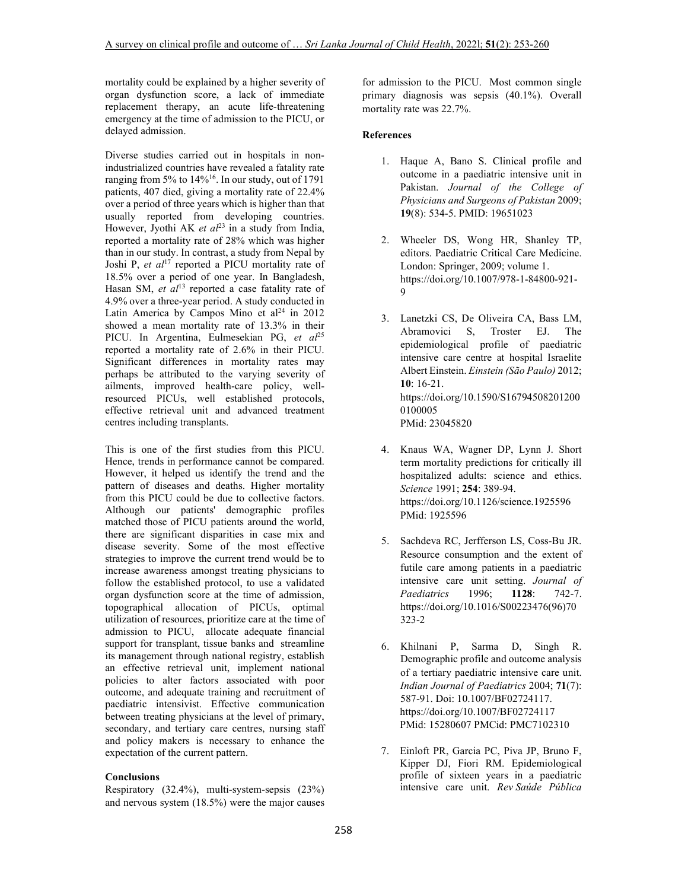mortality could be explained by a higher severity of organ dysfunction score, a lack of immediate replacement therapy, an acute life-threatening emergency at the time of admission to the PICU, or delayed admission.

Diverse studies carried out in hospitals in non-industrialized countries have revealed a fatality rate ranging from 5% to 14%[16]. In our study, out of 1791 patients, 407 died, giving a mortality rate of 22.4% over a period of three years which is higher than that usually reported from developing countries. However, Jyothi AK *et al*[23] in a study from India, reported a mortality rate of 28% which was higher than in our study. In contrast, a study from Nepal by Joshi P, *et al*[17] reported a PICU mortality rate of 18.5% over a period of one year. In Bangladesh, Hasan SM, *et al*[13] reported a case fatality rate of 4.9% over a three-year period. A study conducted in Latin America by Campos Mino et al[24] in 2012 showed a mean mortality rate of 13.3% in their PICU. In Argentina, Eulmesekian PG, *et al*[25] reported a mortality rate of 2.6% in their PICU. Significant differences in mortality rates may perhaps be attributed to the varying severity of ailments, improved health-care policy, well-resourced PICUs, well established protocols, effective retrieval unit and advanced treatment centres including transplants.

This is one of the first studies from this PICU. Hence, trends in performance cannot be compared. However, it helped us identify the trend and the pattern of diseases and deaths. Higher mortality from this PICU could be due to collective factors. Although our patients' demographic profiles matched those of PICU patients around the world, there are significant disparities in case mix and disease severity. Some of the most effective strategies to improve the current trend would be to increase awareness amongst treating physicians to follow the established protocol, to use a validated organ dysfunction score at the time of admission, topographical allocation of PICUs, optimal utilization of resources, prioritize care at the time of admission to PICU, allocate adequate financial support for transplant, tissue banks and streamline its management through national registry, establish an effective retrieval unit, implement national policies to alter factors associated with poor outcome, and adequate training and recruitment of paediatric intensivist. Effective communication between treating physicians at the level of primary, secondary, and tertiary care centres, nursing staff and policy makers is necessary to enhance the expectation of the current pattern.

## Conclusions

Respiratory (32.4%), multi-system-sepsis (23%) and nervous system (18.5%) were the major causes for admission to the PICU. Most common single primary diagnosis was sepsis (40.1%). Overall mortality rate was 22.7%.

## References

1. Haque A, Bano S. Clinical profile and outcome in a paediatric intensive unit in Pakistan. *Journal of the College of Physicians and Surgeons of Pakistan* 2009; **19**(8): 534-5. PMID: 19651023
2. Wheeler DS, Wong HR, Shanley TP, editors. Paediatric Critical Care Medicine. London: Springer, 2009; volume 1. https://doi.org/10.1007/978-1-84800-921-9
3. Lanetzki CS, De Oliveira CA, Bass LM, Abramovici S, Troster EJ. The epidemiological profile of paediatric intensive care centre at hospital Israelite Albert Einstein. *Einstein (São Paulo)* 2012; **10**: 16-21. https://doi.org/10.1590/S16794508201200 0100005 PMid: 23045820
4. Knaus WA, Wagner DP, Lynn J. Short term mortality predictions for critically ill hospitalized adults: science and ethics. *Science* 1991; **254**: 389-94. https://doi.org/10.1126/science.1925596 PMid: 1925596
5. Sachdeva RC, Jerfferson LS, Coss-Bu JR. Resource consumption and the extent of futile care among patients in a paediatric intensive care unit setting. *Journal of Paediatrics* 1996; **1128**: 742-7. https://doi.org/10.1016/S00223476(96)70 323-2
6. Khilnani P, Sarma D, Singh R. Demographic profile and outcome analysis of a tertiary paediatric intensive care unit. *Indian Journal of Paediatrics* 2004; **71**(7): 587-91. Doi: 10.1007/BF02724117. https://doi.org/10.1007/BF02724117 PMid: 15280607 PMCid: PMC7102310
7. Einloft PR, Garcia PC, Piva JP, Bruno F, Kipper DJ, Fiori RM. Epidemiological profile of sixteen years in a paediatric intensive care unit. *Rev Saúde Pública*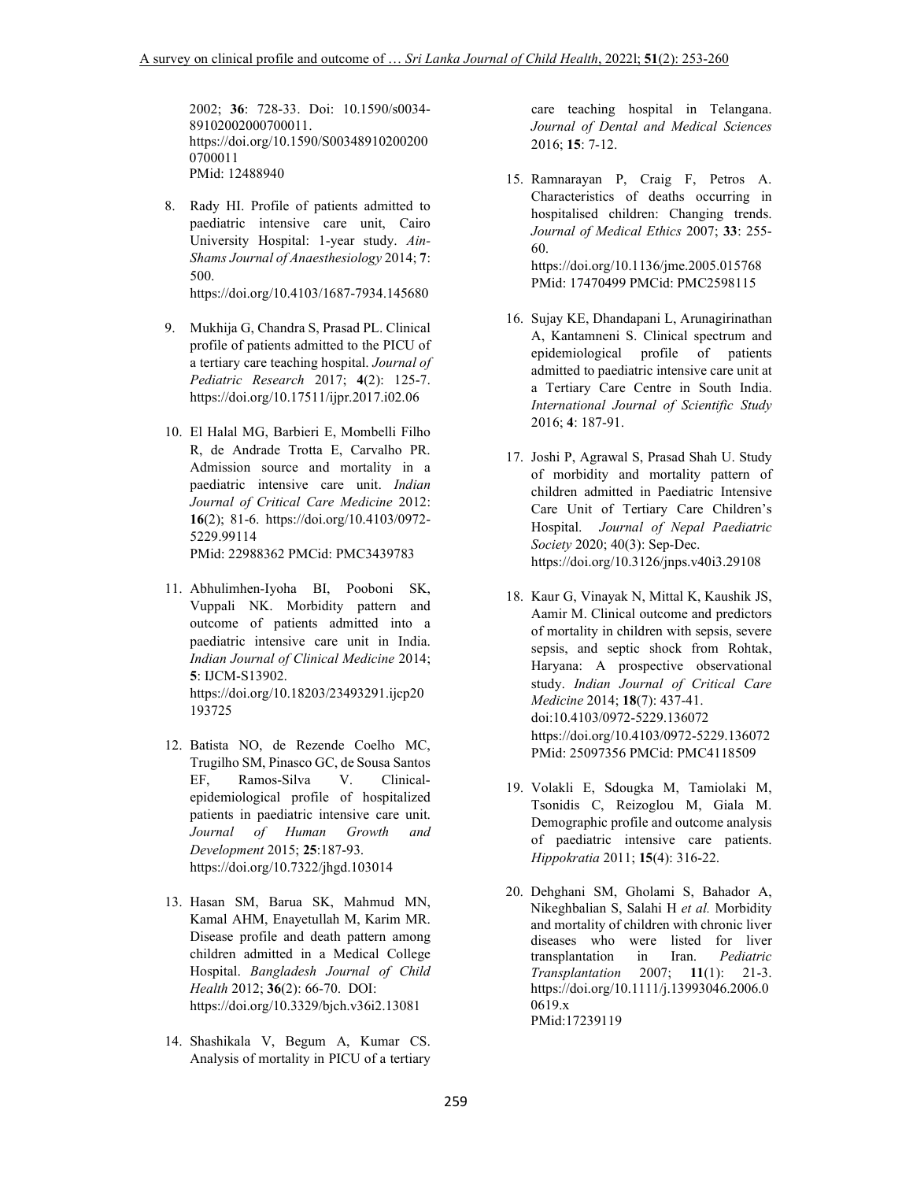2002; **36**: 728-33. Doi: 10.1590/s0034-89102002000700011. https://doi.org/10.1590/S00348910200200 0700011
PMid: 12488940

8. Rady HI. Profile of patients admitted to paediatric intensive care unit, Cairo University Hospital: 1-year study. *Ain-Shams Journal of Anaesthesiology* 2014; **7**: 500.
https://doi.org/10.4103/1687-7934.145680

9. Mukhija G, Chandra S, Prasad PL. Clinical profile of patients admitted to the PICU of a tertiary care teaching hospital. *Journal of Pediatric Research* 2017; **4**(2): 125-7. https://doi.org/10.17511/ijpr.2017.i02.06

10. El Halal MG, Barbieri E, Mombelli Filho R, de Andrade Trotta E, Carvalho PR. Admission source and mortality in a paediatric intensive care unit. *Indian Journal of Critical Care Medicine* 2012: **16**(2); 81-6. https://doi.org/10.4103/0972-5229.99114
PMid: 22988362 PMCid: PMC3439783

11. Abhulimhen-Iyoha BI, Pooboni SK, Vuppali NK. Morbidity pattern and outcome of patients admitted into a paediatric intensive care unit in India. *Indian Journal of Clinical Medicine* 2014; **5**: IJCM-S13902.
https://doi.org/10.18203/23493291.ijcp20 193725

12. Batista NO, de Rezende Coelho MC, Trugilho SM, Pinasco GC, de Sousa Santos EF, Ramos-Silva V. Clinical-epidemiological profile of hospitalized patients in paediatric intensive care unit. *Journal of Human Growth and Development* 2015; **25**:187-93. https://doi.org/10.7322/jhgd.103014

13. Hasan SM, Barua SK, Mahmud MN, Kamal AHM, Enayetullah M, Karim MR. Disease profile and death pattern among children admitted in a Medical College Hospital. *Bangladesh Journal of Child Health* 2012; **36**(2): 66-70. DOI: https://doi.org/10.3329/bjch.v36i2.13081

14. Shashikala V, Begum A, Kumar CS. Analysis of mortality in PICU of a tertiary care teaching hospital in Telangana. *Journal of Dental and Medical Sciences* 2016; **15**: 7-12.

15. Ramnarayan P, Craig F, Petros A. Characteristics of deaths occurring in hospitalised children: Changing trends. *Journal of Medical Ethics* 2007; **33**: 255-60.
https://doi.org/10.1136/jme.2005.015768
PMid: 17470499 PMCid: PMC2598115

16. Sujay KE, Dhandapani L, Arunagirinathan A, Kantamneni S. Clinical spectrum and epidemiological profile of patients admitted to paediatric intensive care unit at a Tertiary Care Centre in South India. *International Journal of Scientific Study* 2016; **4**: 187-91.

17. Joshi P, Agrawal S, Prasad Shah U. Study of morbidity and mortality pattern of children admitted in Paediatric Intensive Care Unit of Tertiary Care Children's Hospital. *Journal of Nepal Paediatric Society* 2020; 40(3): Sep-Dec. https://doi.org/10.3126/jnps.v40i3.29108

18. Kaur G, Vinayak N, Mittal K, Kaushik JS, Aamir M. Clinical outcome and predictors of mortality in children with sepsis, severe sepsis, and septic shock from Rohtak, Haryana: A prospective observational study. *Indian Journal of Critical Care Medicine* 2014; **18**(7): 437-41. doi:10.4103/0972-5229.136072
https://doi.org/10.4103/0972-5229.136072
PMid: 25097356 PMCid: PMC4118509

19. Volakli E, Sdougka M, Tamiolaki M, Tsonidis C, Reizoglou M, Giala M. Demographic profile and outcome analysis of paediatric intensive care patients. *Hippokratia* 2011; **15**(4): 316-22.

20. Dehghani SM, Gholami S, Bahador A, Nikeghbalian S, Salahi H *et al.* Morbidity and mortality of children with chronic liver diseases who were listed for liver transplantation in Iran. *Pediatric Transplantation* 2007; **11**(1): 21-3. https://doi.org/10.1111/j.13993046.2006.0 0619.x
PMid:17239119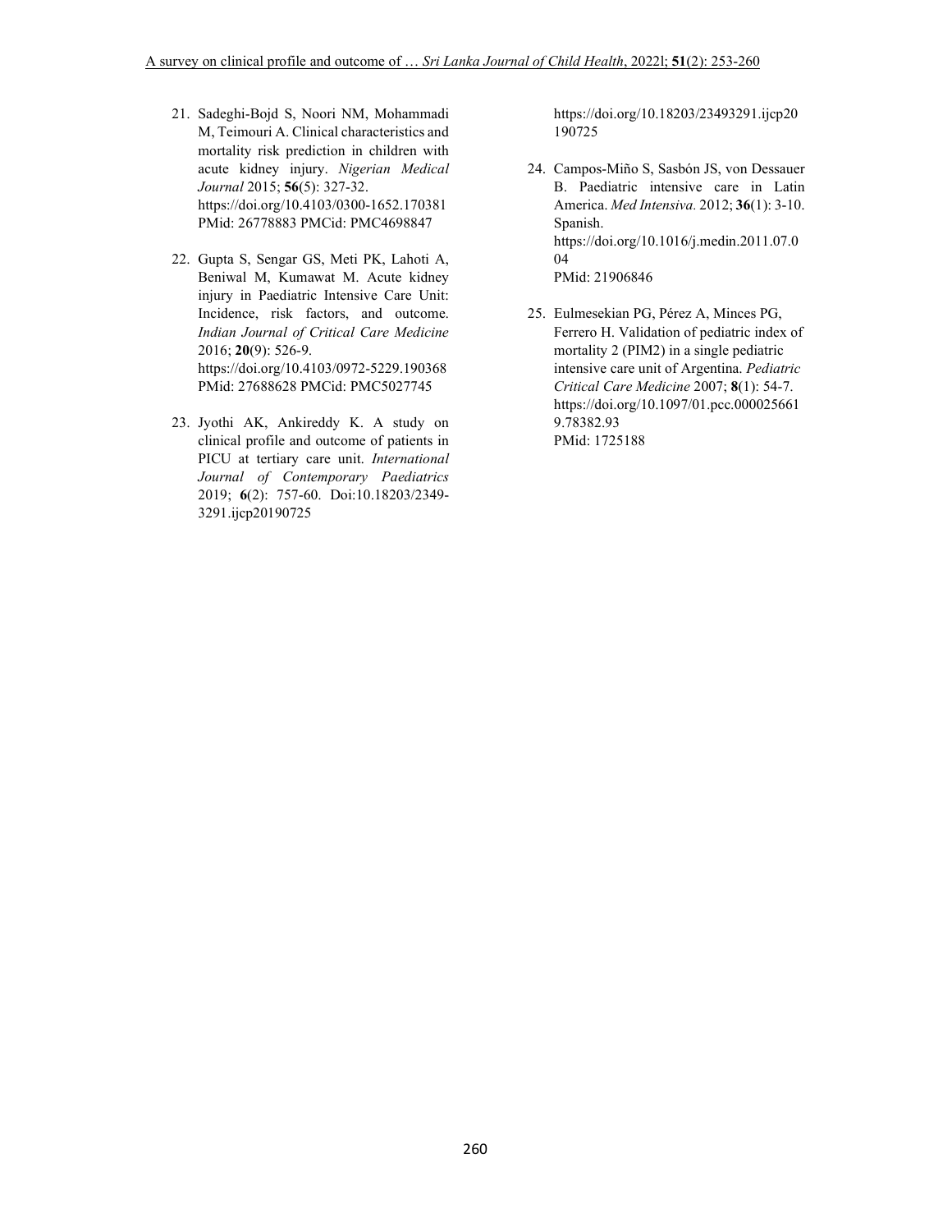21. Sadeghi-Bojd S, Noori NM, Mohammadi M, Teimouri A. Clinical characteristics and mortality risk prediction in children with acute kidney injury. *Nigerian Medical Journal* 2015; **56**(5): 327-32. https://doi.org/10.4103/0300-1652.170381 PMid: 26778883 PMCid: PMC4698847

22. Gupta S, Sengar GS, Meti PK, Lahoti A, Beniwal M, Kumawat M. Acute kidney injury in Paediatric Intensive Care Unit: Incidence, risk factors, and outcome. *Indian Journal of Critical Care Medicine* 2016; **20**(9): 526-9. https://doi.org/10.4103/0972-5229.190368 PMid: 27688628 PMCid: PMC5027745

23. Jyothi AK, Ankireddy K. A study on clinical profile and outcome of patients in PICU at tertiary care unit. *International Journal of Contemporary Paediatrics* 2019; **6**(2): 757-60. Doi:10.18203/2349-3291.ijcp20190725 https://doi.org/10.18203/23493291.ijcp20190725

24. Campos-Miño S, Sasbón JS, von Dessauer B. Paediatric intensive care in Latin America. *Med Intensiva.* 2012; **36**(1): 3-10. Spanish. https://doi.org/10.1016/j.medin.2011.07.004 PMid: 21906846

25. Eulmesekian PG, Pérez A, Minces PG, Ferrero H. Validation of pediatric index of mortality 2 (PIM2) in a single pediatric intensive care unit of Argentina. *Pediatric Critical Care Medicine* 2007; **8**(1): 54-7. https://doi.org/10.1097/01.pcc.0000256619.78382.93 PMid: 1725188